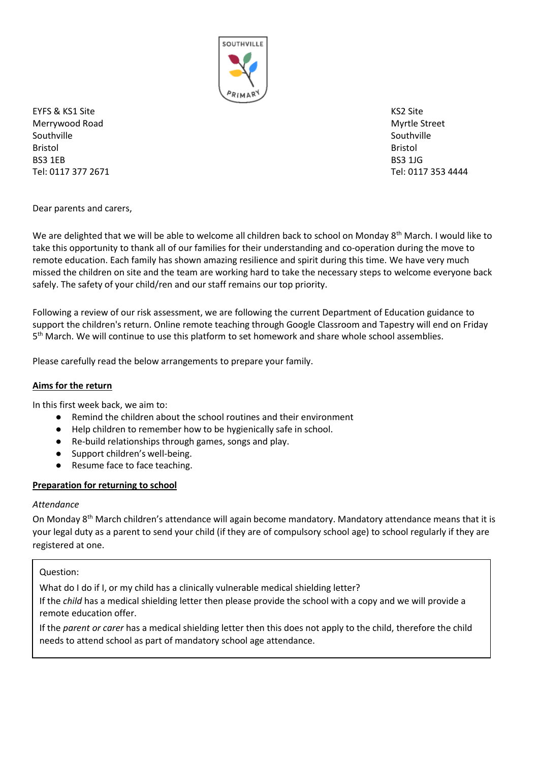SOUTHVILLE PRIMARY

EYFS & KS1 Site
Merrywood Road
Southville
Bristol
BS3 1EB
Tel: 0117 377 2671

KS2 Site
Myrtle Street
Southville
Bristol
BS3 1JG
Tel: 0117 353 4444

Dear parents and carers,

We are delighted that we will be able to welcome all children back to school on Monday 8th March. I would like to take this opportunity to thank all of our families for their understanding and co-operation during the move to remote education. Each family has shown amazing resilience and spirit during this time. We have very much missed the children on site and the team are working hard to take the necessary steps to welcome everyone back safely. The safety of your child/ren and our staff remains our top priority.

Following a review of our risk assessment, we are following the current Department of Education guidance to support the children's return. Online remote teaching through Google Classroom and Tapestry will end on Friday 5th March. We will continue to use this platform to set homework and share whole school assemblies.

Please carefully read the below arrangements to prepare your family.

**Aims for the return**

In this first week back, we aim to:

- Remind the children about the school routines and their environment
- Help children to remember how to be hygienically safe in school.
- Re-build relationships through games, songs and play.
- Support children's well-being.
- Resume face to face teaching.

**Preparation for returning to school**

*Attendance*

On Monday 8th March children's attendance will again become mandatory. Mandatory attendance means that it is your legal duty as a parent to send your child (if they are of compulsory school age) to school regularly if they are registered at one.

> Question:
>
> What do I do if I, or my child has a clinically vulnerable medical shielding letter?
>
> If the *child* has a medical shielding letter then please provide the school with a copy and we will provide a remote education offer.
>
> If the *parent or carer* has a medical shielding letter then this does not apply to the child, therefore the child needs to attend school as part of mandatory school age attendance.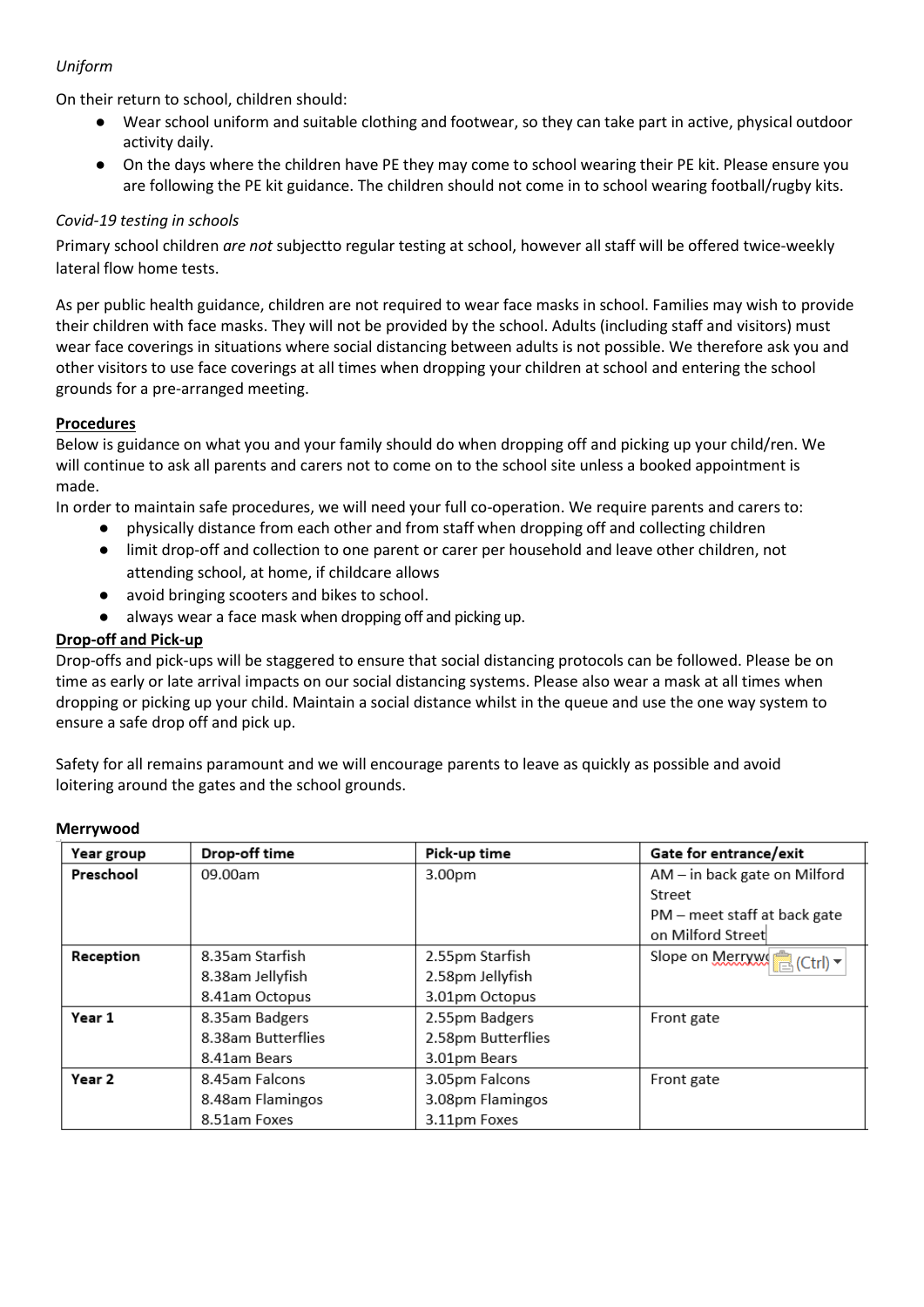*Uniform*

On their return to school, children should:

- Wear school uniform and suitable clothing and footwear, so they can take part in active, physical outdoor activity daily.
- On the days where the children have PE they may come to school wearing their PE kit. Please ensure you are following the PE kit guidance. The children should not come in to school wearing football/rugby kits.

*Covid-19 testing in schools*

Primary school children *are not* subjectto regular testing at school, however all staff will be offered twice-weekly lateral flow home tests.

As per public health guidance, children are not required to wear face masks in school. Families may wish to provide their children with face masks. They will not be provided by the school. Adults (including staff and visitors) must wear face coverings in situations where social distancing between adults is not possible. We therefore ask you and other visitors to use face coverings at all times when dropping your children at school and entering the school grounds for a pre-arranged meeting.

**Procedures**

Below is guidance on what you and your family should do when dropping off and picking up your child/ren. We will continue to ask all parents and carers not to come on to the school site unless a booked appointment is made.

In order to maintain safe procedures, we will need your full co-operation. We require parents and carers to:

- physically distance from each other and from staff when dropping off and collecting children
- limit drop-off and collection to one parent or carer per household and leave other children, not attending school, at home, if childcare allows
- avoid bringing scooters and bikes to school.
- always wear a face mask when dropping off and picking up.

**Drop-off and Pick-up**

Drop-offs and pick-ups will be staggered to ensure that social distancing protocols can be followed. Please be on time as early or late arrival impacts on our social distancing systems. Please also wear a mask at all times when dropping or picking up your child. Maintain a social distance whilst in the queue and use the one way system to ensure a safe drop off and pick up.

Safety for all remains paramount and we will encourage parents to leave as quickly as possible and avoid loitering around the gates and the school grounds.

**Merrywood**

| Year group | Drop-off time | Pick-up time | Gate for entrance/exit |
|---|---|---|---|
| **Preschool** | 09.00am | 3.00pm | AM – in back gate on Milford Street<br>PM – meet staff at back gate on Milford Street |
| **Reception** | 8.35am Starfish<br>8.38am Jellyfish<br>8.41am Octopus | 2.55pm Starfish<br>2.58pm Jellyfish<br>3.01pm Octopus | Slope on Merryw |
| **Year 1** | 8.35am Badgers<br>8.38am Butterflies<br>8.41am Bears | 2.55pm Badgers<br>2.58pm Butterflies<br>3.01pm Bears | Front gate |
| **Year 2** | 8.45am Falcons<br>8.48am Flamingos<br>8.51am Foxes | 3.05pm Falcons<br>3.08pm Flamingos<br>3.11pm Foxes | Front gate |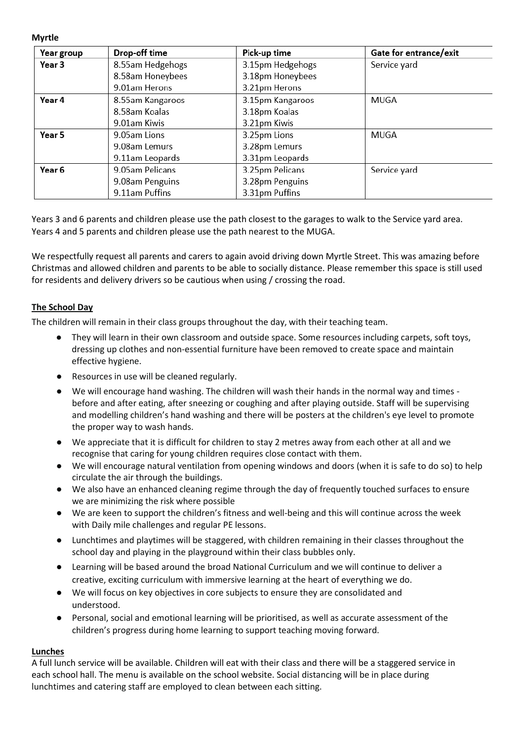**Myrtle**

| Year group | Drop-off time | Pick-up time | Gate for entrance/exit |
| --- | --- | --- | --- |
| **Year 3** | 8.55am Hedgehogs<br>8.58am Honeybees<br>9.01am Herons | 3.15pm Hedgehogs<br>3.18pm Honeybees<br>3.21pm Herons | Service yard |
| **Year 4** | 8.55am Kangaroos<br>8.58am Koalas<br>9.01am Kiwis | 3.15pm Kangaroos<br>3.18pm Koalas<br>3.21pm Kiwis | MUGA |
| **Year 5** | 9.05am Lions<br>9.08am Lemurs<br>9.11am Leopards | 3.25pm Lions<br>3.28pm Lemurs<br>3.31pm Leopards | MUGA |
| **Year 6** | 9.05am Pelicans<br>9.08am Penguins<br>9.11am Puffins | 3.25pm Pelicans<br>3.28pm Penguins<br>3.31pm Puffins | Service yard |

Years 3 and 6 parents and children please use the path closest to the garages to walk to the Service yard area.
Years 4 and 5 parents and children please use the path nearest to the MUGA.

We respectfully request all parents and carers to again avoid driving down Myrtle Street. This was amazing before Christmas and allowed children and parents to be able to socially distance. Please remember this space is still used for residents and delivery drivers so be cautious when using / crossing the road.

## The School Day

The children will remain in their class groups throughout the day, with their teaching team.

- They will learn in their own classroom and outside space. Some resources including carpets, soft toys, dressing up clothes and non-essential furniture have been removed to create space and maintain effective hygiene.
- Resources in use will be cleaned regularly.
- We will encourage hand washing. The children will wash their hands in the normal way and times - before and after eating, after sneezing or coughing and after playing outside. Staff will be supervising and modelling children's hand washing and there will be posters at the children's eye level to promote the proper way to wash hands.
- We appreciate that it is difficult for children to stay 2 metres away from each other at all and we recognise that caring for young children requires close contact with them.
- We will encourage natural ventilation from opening windows and doors (when it is safe to do so) to help circulate the air through the buildings.
- We also have an enhanced cleaning regime through the day of frequently touched surfaces to ensure we are minimizing the risk where possible
- We are keen to support the children's fitness and well-being and this will continue across the week with Daily mile challenges and regular PE lessons.
- Lunchtimes and playtimes will be staggered, with children remaining in their classes throughout the school day and playing in the playground within their class bubbles only.
- Learning will be based around the broad National Curriculum and we will continue to deliver a creative, exciting curriculum with immersive learning at the heart of everything we do.
- We will focus on key objectives in core subjects to ensure they are consolidated and understood.
- Personal, social and emotional learning will be prioritised, as well as accurate assessment of the children's progress during home learning to support teaching moving forward.

## Lunches

A full lunch service will be available. Children will eat with their class and there will be a staggered service in each school hall. The menu is available on the school website. Social distancing will be in place during lunchtimes and catering staff are employed to clean between each sitting.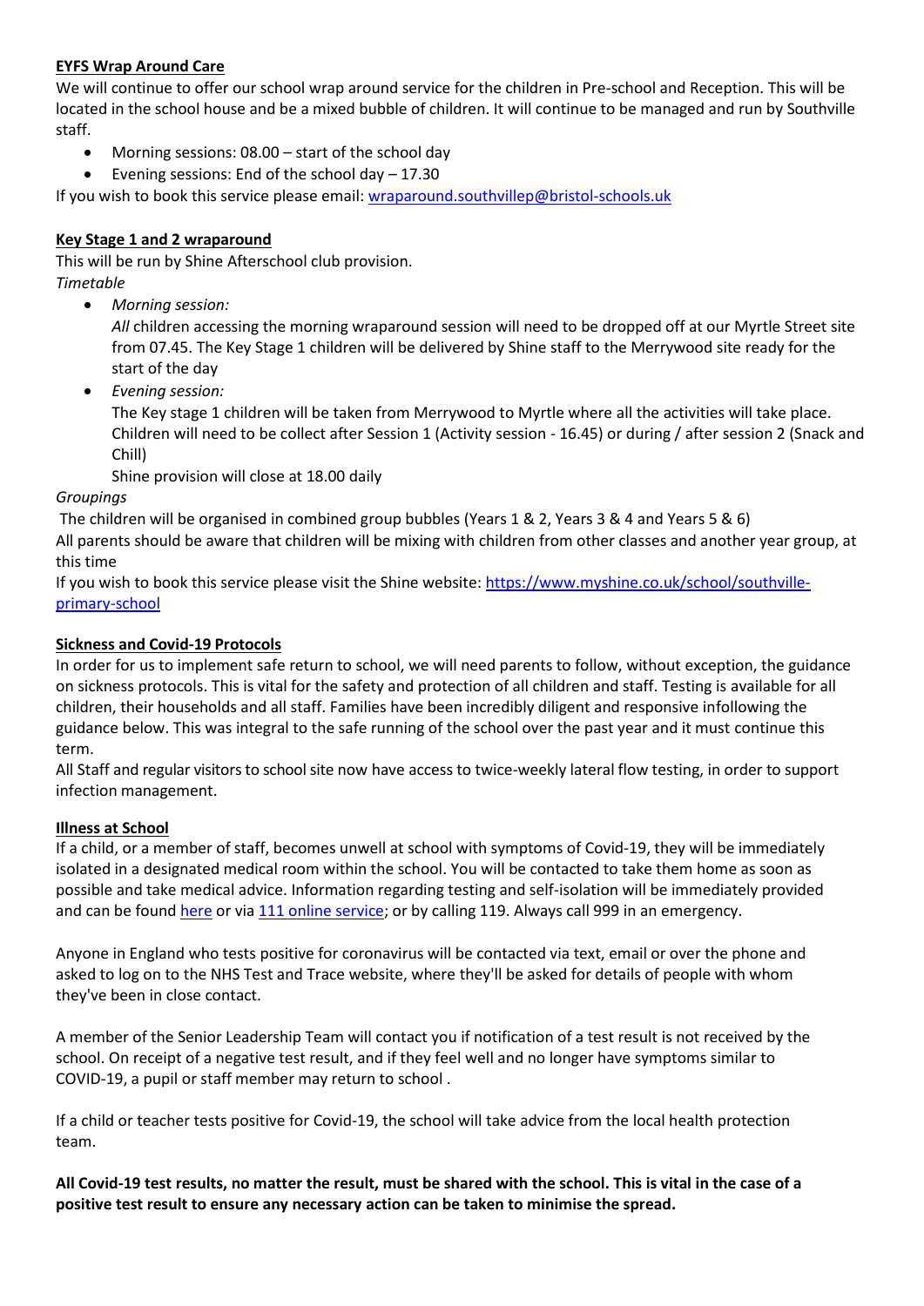**EYFS Wrap Around Care**

We will continue to offer our school wrap around service for the children in Pre-school and Reception. This will be located in the school house and be a mixed bubble of children. It will continue to be managed and run by Southville staff.

- Morning sessions: 08.00 – start of the school day
- Evening sessions: End of the school day – 17.30

If you wish to book this service please email: [wraparound.southvillep@bristol-schools.uk](mailto:wraparound.southvillep@bristol-schools.uk)

**Key Stage 1 and 2 wraparound**

This will be run by Shine Afterschool club provision.

*Timetable*

- *Morning session:*
  *All* children accessing the morning wraparound session will need to be dropped off at our Myrtle Street site from 07.45. The Key Stage 1 children will be delivered by Shine staff to the Merrywood site ready for the start of the day
- *Evening session:*
  The Key stage 1 children will be taken from Merrywood to Myrtle where all the activities will take place. Children will need to be collect after Session 1 (Activity session - 16.45) or during / after session 2 (Snack and Chill)
  Shine provision will close at 18.00 daily

*Groupings*

The children will be organised in combined group bubbles (Years 1 & 2, Years 3 & 4 and Years 5 & 6)

All parents should be aware that children will be mixing with children from other classes and another year group, at this time

If you wish to book this service please visit the Shine website: [https://www.myshine.co.uk/school/southville-primary-school](https://www.myshine.co.uk/school/southville-primary-school)

**Sickness and Covid-19 Protocols**

In order for us to implement safe return to school, we will need parents to follow, without exception, the guidance on sickness protocols. This is vital for the safety and protection of all children and staff. Testing is available for all children, their households and all staff. Families have been incredibly diligent and responsive infollowing the guidance below. This was integral to the safe running of the school over the past year and it must continue this term.

All Staff and regular visitors to school site now have access to twice-weekly lateral flow testing, in order to support infection management.

**Illness at School**

If a child, or a member of staff, becomes unwell at school with symptoms of Covid-19, they will be immediately isolated in a designated medical room within the school. You will be contacted to take them home as soon as possible and take medical advice. Information regarding testing and self-isolation will be immediately provided and can be found here or via 111 online service; or by calling 119. Always call 999 in an emergency.

Anyone in England who tests positive for coronavirus will be contacted via text, email or over the phone and asked to log on to the NHS Test and Trace website, where they'll be asked for details of people with whom they've been in close contact.

A member of the Senior Leadership Team will contact you if notification of a test result is not received by the school. On receipt of a negative test result, and if they feel well and no longer have symptoms similar to COVID-19, a pupil or staff member may return to school .

If a child or teacher tests positive for Covid-19, the school will take advice from the local health protection team.

**All Covid-19 test results, no matter the result, must be shared with the school. This is vital in the case of a positive test result to ensure any necessary action can be taken to minimise the spread.**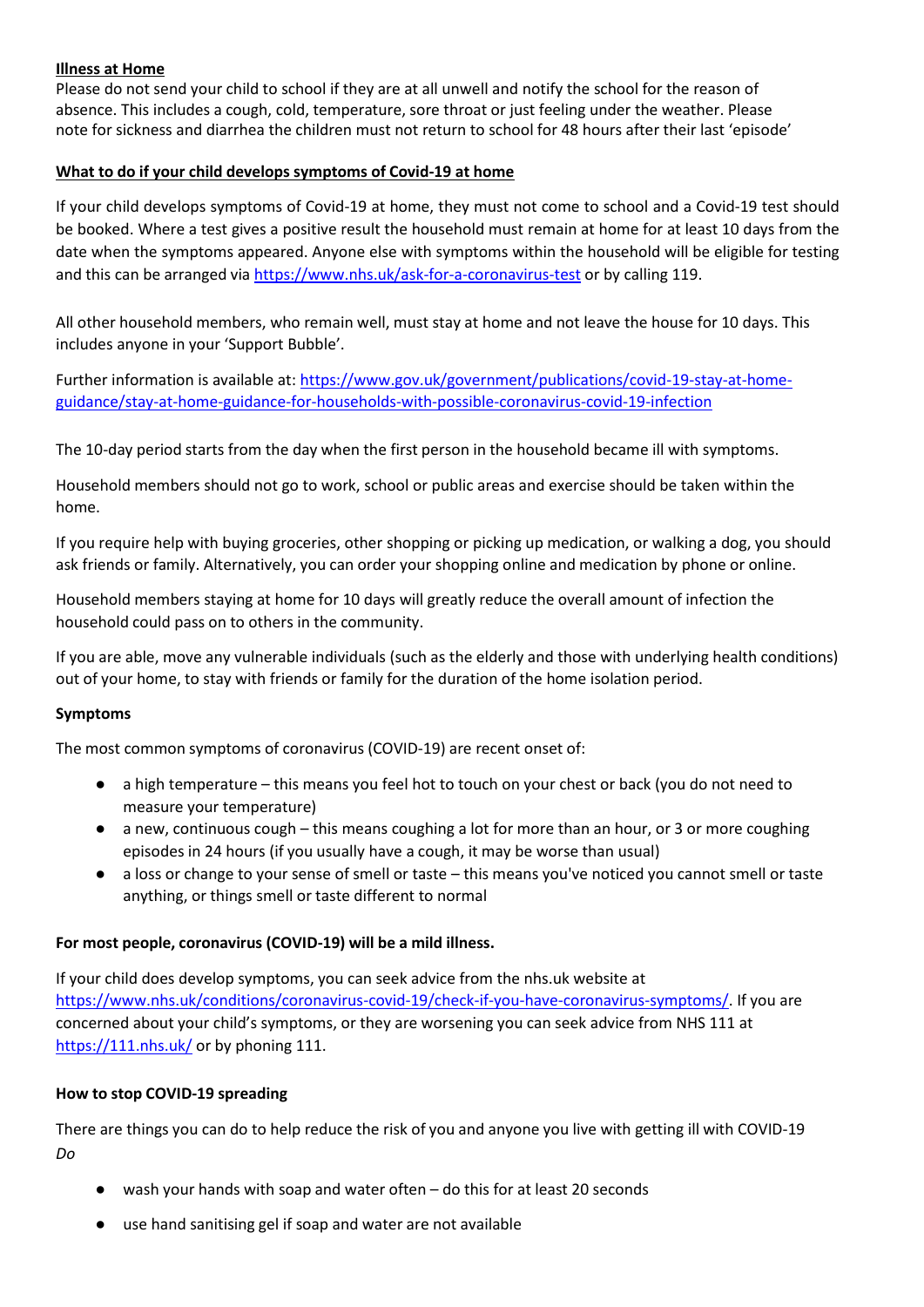**Illness at Home**

Please do not send your child to school if they are at all unwell and notify the school for the reason of absence. This includes a cough, cold, temperature, sore throat or just feeling under the weather. Please note for sickness and diarrhea the children must not return to school for 48 hours after their last 'episode'

**What to do if your child develops symptoms of Covid-19 at home**

If your child develops symptoms of Covid-19 at home, they must not come to school and a Covid-19 test should be booked. Where a test gives a positive result the household must remain at home for at least 10 days from the date when the symptoms appeared. Anyone else with symptoms within the household will be eligible for testing and this can be arranged via https://www.nhs.uk/ask-for-a-coronavirus-test or by calling 119.

All other household members, who remain well, must stay at home and not leave the house for 10 days. This includes anyone in your 'Support Bubble'.

Further information is available at: https://www.gov.uk/government/publications/covid-19-stay-at-home-guidance/stay-at-home-guidance-for-households-with-possible-coronavirus-covid-19-infection

The 10-day period starts from the day when the first person in the household became ill with symptoms.

Household members should not go to work, school or public areas and exercise should be taken within the home.

If you require help with buying groceries, other shopping or picking up medication, or walking a dog, you should ask friends or family. Alternatively, you can order your shopping online and medication by phone or online.

Household members staying at home for 10 days will greatly reduce the overall amount of infection the household could pass on to others in the community.

If you are able, move any vulnerable individuals (such as the elderly and those with underlying health conditions) out of your home, to stay with friends or family for the duration of the home isolation period.

**Symptoms**

The most common symptoms of coronavirus (COVID-19) are recent onset of:

- a high temperature – this means you feel hot to touch on your chest or back (you do not need to measure your temperature)
- a new, continuous cough – this means coughing a lot for more than an hour, or 3 or more coughing episodes in 24 hours (if you usually have a cough, it may be worse than usual)
- a loss or change to your sense of smell or taste – this means you've noticed you cannot smell or taste anything, or things smell or taste different to normal

**For most people, coronavirus (COVID-19) will be a mild illness.**

If your child does develop symptoms, you can seek advice from the nhs.uk website at https://www.nhs.uk/conditions/coronavirus-covid-19/check-if-you-have-coronavirus-symptoms/. If you are concerned about your child's symptoms, or they are worsening you can seek advice from NHS 111 at https://111.nhs.uk/ or by phoning 111.

**How to stop COVID-19 spreading**

There are things you can do to help reduce the risk of you and anyone you live with getting ill with COVID-19

*Do*

- wash your hands with soap and water often – do this for at least 20 seconds
- use hand sanitising gel if soap and water are not available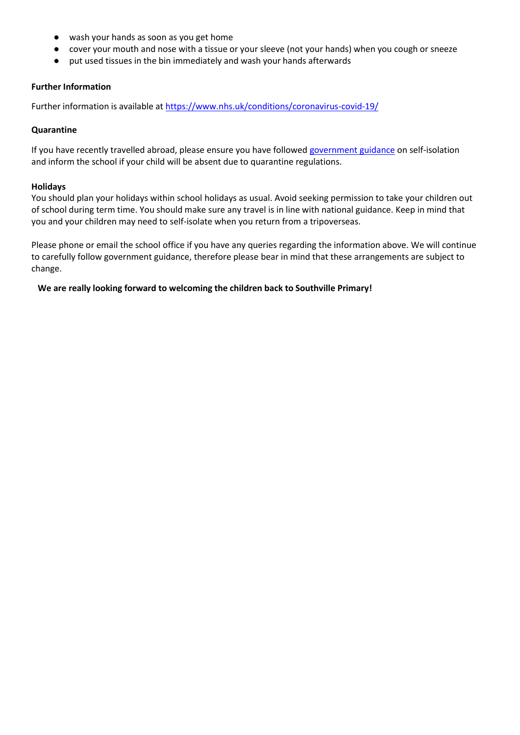- wash your hands as soon as you get home
- cover your mouth and nose with a tissue or your sleeve (not your hands) when you cough or sneeze
- put used tissues in the bin immediately and wash your hands afterwards

**Further Information**

Further information is available at [https://www.nhs.uk/conditions/coronavirus-covid-19/](https://www.nhs.uk/conditions/coronavirus-covid-19/)

**Quarantine**

If you have recently travelled abroad, please ensure you have followed [government guidance](government guidance) on self-isolation and inform the school if your child will be absent due to quarantine regulations.

**Holidays**

You should plan your holidays within school holidays as usual. Avoid seeking permission to take your children out of school during term time. You should make sure any travel is in line with national guidance. Keep in mind that you and your children may need to self-isolate when you return from a tripoverseas.

Please phone or email the school office if you have any queries regarding the information above. We will continue to carefully follow government guidance, therefore please bear in mind that these arrangements are subject to change.

**We are really looking forward to welcoming the children back to Southville Primary!**